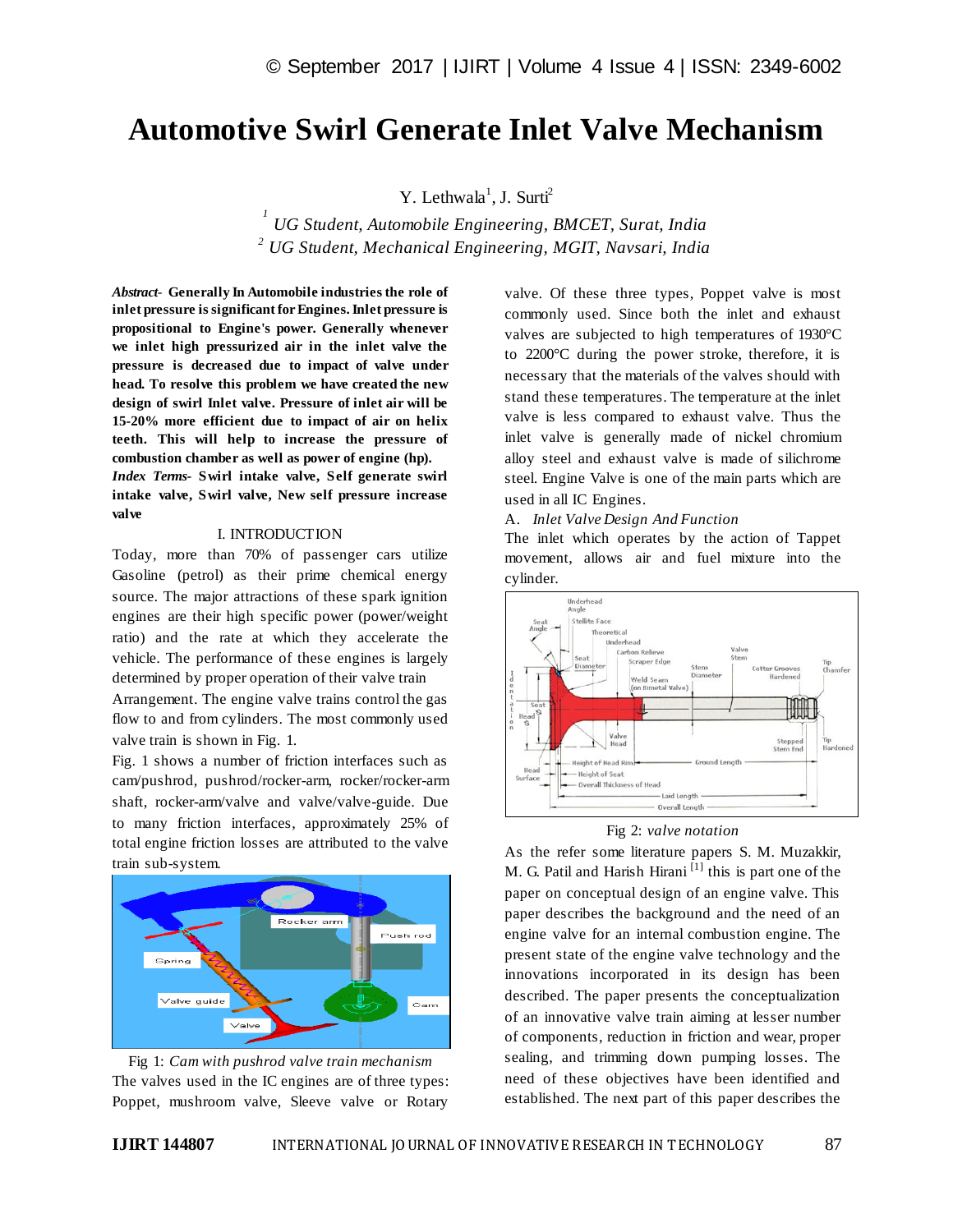# Automotive Swirl Generate Inlet Valve Mechanism

Y. Lethwala[1], J. Surti[2]

[1] *UG Student, Automobile Engineering, BMCET, Surat, India*
[2] *UG Student, Mechanical Engineering, MGIT, Navsari, India*

***Abstract-*** **Generally In Automobile industries the role of inlet pressure is significant for Engines. Inlet pressure is propositional to Engine's power. Generally whenever we inlet high pressurized air in the inlet valve the pressure is decreased due to impact of valve under head. To resolve this problem we have created the new design of swirl Inlet valve. Pressure of inlet air will be 15-20% more efficient due to impact of air on helix teeth. This will help to increase the pressure of combustion chamber as well as power of engine (hp).**

***Index Terms-*** **Swirl intake valve, Self generate swirl intake valve, Swirl valve, New self pressure increase valve**

## I. INTRODUCTION

Today, more than 70% of passenger cars utilize Gasoline (petrol) as their prime chemical energy source. The major attractions of these spark ignition engines are their high specific power (power/weight ratio) and the rate at which they accelerate the vehicle. The performance of these engines is largely determined by proper operation of their valve train Arrangement. The engine valve trains control the gas flow to and from cylinders. The most commonly used valve train is shown in Fig. 1.

Fig. 1 shows a number of friction interfaces such as cam/pushrod, pushrod/rocker-arm, rocker/rocker-arm shaft, rocker-arm/valve and valve/valve-guide. Due to many friction interfaces, approximately 25% of total engine friction losses are attributed to the valve train sub-system.

Fig 1: *Cam with pushrod valve train mechanism*

The valves used in the IC engines are of three types: Poppet, mushroom valve, Sleeve valve or Rotary valve. Of these three types, Poppet valve is most commonly used. Since both the inlet and exhaust valves are subjected to high temperatures of 1930°C to 2200°C during the power stroke, therefore, it is necessary that the materials of the valves should with stand these temperatures. The temperature at the inlet valve is less compared to exhaust valve. Thus the inlet valve is generally made of nickel chromium alloy steel and exhaust valve is made of silichrome steel. Engine Valve is one of the main parts which are used in all IC Engines.

### A. *Inlet Valve Design And Function*

The inlet which operates by the action of Tappet movement, allows air and fuel mixture into the cylinder.

Fig 2: *valve notation*

As the refer some literature papers S. M. Muzakkir, M. G. Patil and Harish Hirani [1] this is part one of the paper on conceptual design of an engine valve. This paper describes the background and the need of an engine valve for an internal combustion engine. The present state of the engine valve technology and the innovations incorporated in its design has been described. The paper presents the conceptualization of an innovative valve train aiming at lesser number of components, reduction in friction and wear, proper sealing, and trimming down pumping losses. The need of these objectives have been identified and established. The next part of this paper describes the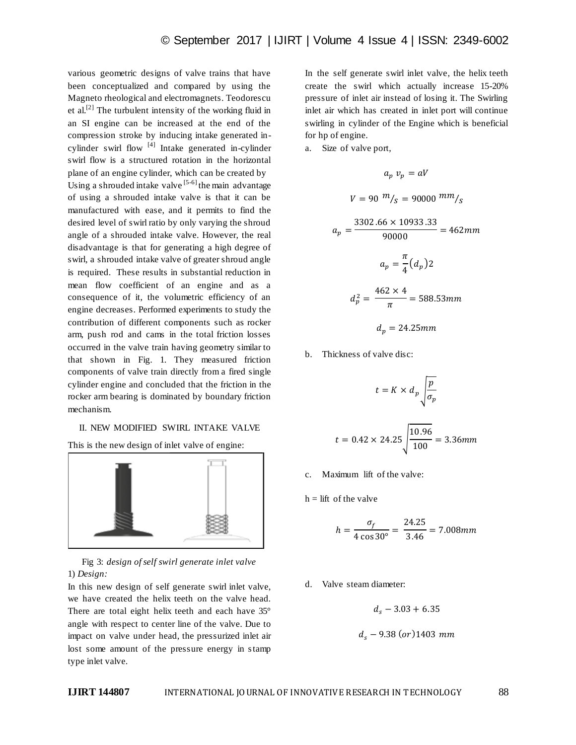various geometric designs of valve trains that have been conceptualized and compared by using the Magneto rheological and electromagnets. Teodorescu et al.[2] The turbulent intensity of the working fluid in an SI engine can be increased at the end of the compression stroke by inducing intake generated in-cylinder swirl flow [4] Intake generated in-cylinder swirl flow is a structured rotation in the horizontal plane of an engine cylinder, which can be created by Using a shrouded intake valve [5-6] the main advantage of using a shrouded intake valve is that it can be manufactured with ease, and it permits to find the desired level of swirl ratio by only varying the shroud angle of a shrouded intake valve. However, the real disadvantage is that for generating a high degree of swirl, a shrouded intake valve of greater shroud angle is required. These results in substantial reduction in mean flow coefficient of an engine and as a consequence of it, the volumetric efficiency of an engine decreases. Performed experiments to study the contribution of different components such as rocker arm, push rod and cams in the total friction losses occurred in the valve train having geometry similar to that shown in Fig. 1. They measured friction components of valve train directly from a fired single cylinder engine and concluded that the friction in the rocker arm bearing is dominated by boundary friction mechanism.

## II. NEW MODIFIED SWIRL INTAKE VALVE

This is the new design of inlet valve of engine:

Fig 3: *design of self swirl generate inlet valve*

1) *Design:*

In this new design of self generate swirl inlet valve, we have created the helix teeth on the valve head. There are total eight helix teeth and each have 35° angle with respect to center line of the valve. Due to impact on valve under head, the pressurized inlet air lost some amount of the pressure energy in stamp type inlet valve.

In the self generate swirl inlet valve, the helix teeth create the swirl which actually increase 15-20% pressure of inlet air instead of losing it. The Swirling inlet air which has created in inlet port will continue swirling in cylinder of the Engine which is beneficial for hp of engine.

a. Size of valve port,

$$a_p\ v_p = aV$$

$$V = 90\ ^{m}/_{S} = 90000\ ^{mm}/_{S}$$

$$a_p = \frac{3302.66 \times 10933.33}{90000} = 462mm$$

$$a_p = \frac{\pi}{4}(d_p)2$$

$$d_p^2 = \frac{462 \times 4}{\pi} = 588.53mm$$

$$d_p = 24.25mm$$

b. Thickness of valve disc:

$$t = K \times d_p \sqrt{\frac{p}{\sigma_p}}$$

$$t = 0.42 \times 24.25 \sqrt{\frac{10.96}{100}} = 3.36mm$$

c. Maximum lift of the valve:

h = lift of the valve

$$h = \frac{\sigma_f}{4\cos 30°} = \frac{24.25}{3.46} = 7.008mm$$

d. Valve steam diameter:

$$d_s - 3.03 + 6.35$$

$$d_s - 9.38\ (or)1403\ mm$$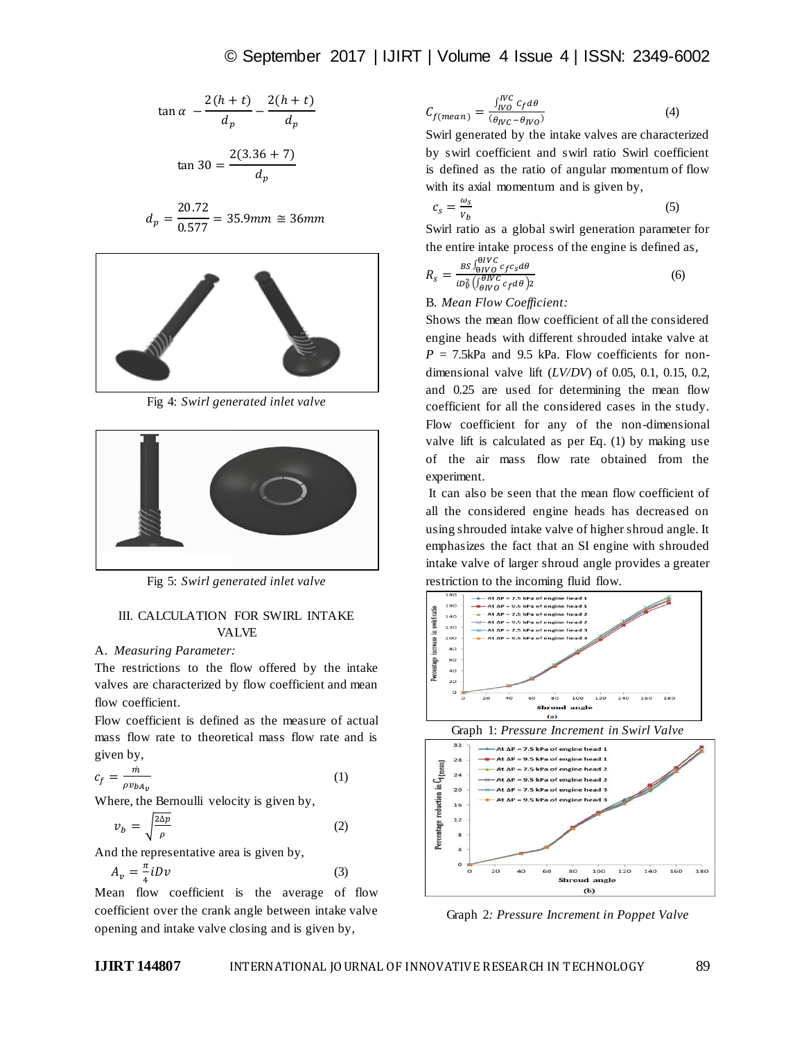$$\tan\alpha - \frac{2(h+t)}{d_p} - \frac{2(h+t)}{d_p}$$

$$\tan 30 = \frac{2(3.36+7)}{d_p}$$

$$d_p = \frac{20.72}{0.577} = 35.9mm \cong 36mm$$

Fig 4: *Swirl generated inlet valve*

Fig 5: *Swirl generated inlet valve*

### III. CALCULATION FOR SWIRL INTAKE VALVE

A. *Measuring Parameter:*

The restrictions to the flow offered by the intake valves are characterized by flow coefficient and mean flow coefficient.

Flow coefficient is defined as the measure of actual mass flow rate to theoretical mass flow rate and is given by,

$$c_f = \frac{\dot{m}}{\rho v_b A_v} \tag{1}$$

Where, the Bernoulli velocity is given by,

$$v_b = \sqrt{\frac{2\Delta p}{\rho}} \tag{2}$$

And the representative area is given by,

$$A_v = \frac{\pi}{4} i D v \tag{3}$$

Mean flow coefficient is the average of flow coefficient over the crank angle between intake valve opening and intake valve closing and is given by,

$$C_{f(mean)} = \frac{\int_{IVO}^{IVC} c_f d\theta}{(\theta_{IVC} - \theta_{IVO})} \tag{4}$$

Swirl generated by the intake valves are characterized by swirl coefficient and swirl ratio Swirl coefficient is defined as the ratio of angular momentum of flow with its axial momentum and is given by,

$$c_s = \frac{\omega_s}{v_b} \tag{5}$$

Swirl ratio as a global swirl generation parameter for the entire intake process of the engine is defined as,

$$R_s = \frac{BS\int_{\theta IVO}^{\theta IVC} c_f c_s d\theta}{iD_v^2\left(\int_{\theta IVO}^{\theta IVC} c_f d\theta\right)2} \tag{6}$$

B. *Mean Flow Coefficient:*

Shows the mean flow coefficient of all the considered engine heads with different shrouded intake valve at $P$ = 7.5kPa and 9.5 kPa. Flow coefficients for non-dimensional valve lift ($LV/DV$) of 0.05, 0.1, 0.15, 0.2, and 0.25 are used for determining the mean flow coefficient for all the considered cases in the study. Flow coefficient for any of the non-dimensional valve lift is calculated as per Eq. (1) by making use of the air mass flow rate obtained from the experiment.

It can also be seen that the mean flow coefficient of all the considered engine heads has decreased on using shrouded intake valve of higher shroud angle. It emphasizes the fact that an SI engine with shrouded intake valve of larger shroud angle provides a greater restriction to the incoming fluid flow.

Graph 1: *Pressure Increment in Swirl Valve*

Graph 2*: Pressure Increment in Poppet Valve*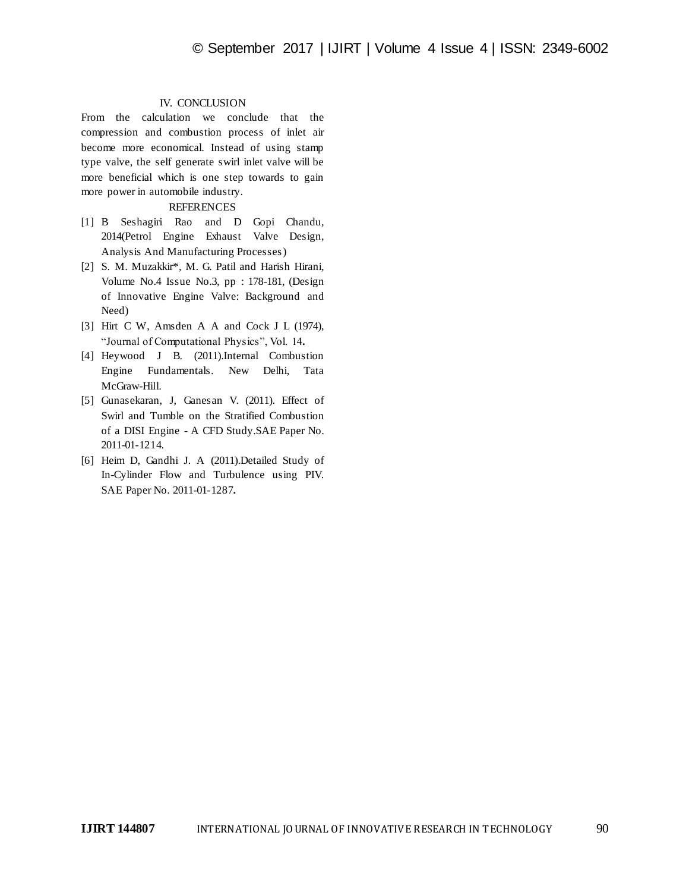## IV. CONCLUSION

From the calculation we conclude that the compression and combustion process of inlet air become more economical. Instead of using stamp type valve, the self generate swirl inlet valve will be more beneficial which is one step towards to gain more power in automobile industry.

## REFERENCES

[1] B Seshagiri Rao and D Gopi Chandu, 2014(Petrol Engine Exhaust Valve Design, Analysis And Manufacturing Processes)

[2] S. M. Muzakkir*, M. G. Patil and Harish Hirani, Volume No.4 Issue No.3, pp : 178-181, (Design of Innovative Engine Valve: Background and Need)

[3] Hirt C W, Amsden A A and Cock J L (1974), "Journal of Computational Physics", Vol. 14**.**

[4] Heywood J B. (2011).Internal Combustion Engine Fundamentals. New Delhi, Tata McGraw-Hill.

[5] Gunasekaran, J, Ganesan V. (2011). Effect of Swirl and Tumble on the Stratified Combustion of a DISI Engine - A CFD Study.SAE Paper No. 2011-01-1214.

[6] Heim D, Gandhi J. A (2011).Detailed Study of In-Cylinder Flow and Turbulence using PIV. SAE Paper No. 2011-01-1287**.**